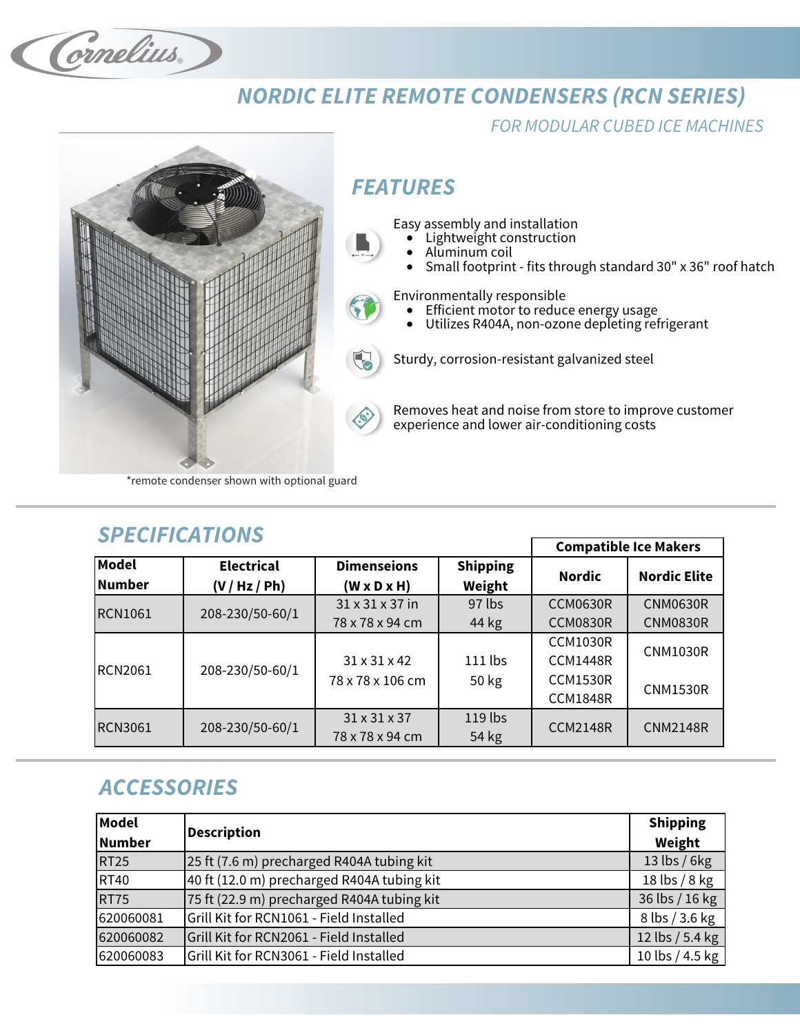# NORDIC ELITE REMOTE CONDENSERS (RCN SERIES)

## FOR MODULAR CUBED ICE MACHINES

*remote condenser shown with optional guard

## FEATURES

Easy assembly and installation
- Lightweight construction
- Aluminum coil
- Small footprint - fits through standard 30" x 36" roof hatch

Environmentally responsible
- Efficient motor to reduce energy usage
- Utilizes R404A, non-ozone depleting refrigerant

Sturdy, corrosion-resistant galvanized steel

Removes heat and noise from store to improve customer experience and lower air-conditioning costs

## SPECIFICATIONS

| Model Number | Electrical (V / Hz / Ph) | Dimenseions (W x D x H) | Shipping Weight | Compatible Ice Makers | |
|---|---|---|---|---|---|
| | | | | Nordic | Nordic Elite |
| RCN1061 | 208-230/50-60/1 | 31 x 31 x 37 in<br>78 x 78 x 94 cm | 97 lbs<br>44 kg | CCM0630R<br>CCM0830R | CNM0630R<br>CNM0830R |
| RCN2061 | 208-230/50-60/1 | 31 x 31 x 42<br>78 x 78 x 106 cm | 111 lbs<br>50 kg | CCM1030R<br>CCM1448R<br>CCM1530R<br>CCM1848R | CNM1030R<br>CNM1530R |
| RCN3061 | 208-230/50-60/1 | 31 x 31 x 37<br>78 x 78 x 94 cm | 119 lbs<br>54 kg | CCM2148R | CNM2148R |

## ACCESSORIES

| Model Number | Description | Shipping Weight |
|---|---|---|
| RT25 | 25 ft (7.6 m) precharged R404A tubing kit | 13 lbs / 6kg |
| RT40 | 40 ft (12.0 m) precharged R404A tubing kit | 18 lbs / 8 kg |
| RT75 | 75 ft (22.9 m) precharged R404A tubing kit | 36 lbs / 16 kg |
| 620060081 | Grill Kit for RCN1061 - Field Installed | 8 lbs / 3.6 kg |
| 620060082 | Grill Kit for RCN2061 - Field Installed | 12 lbs / 5.4 kg |
| 620060083 | Grill Kit for RCN3061 - Field Installed | 10 lbs / 4.5 kg |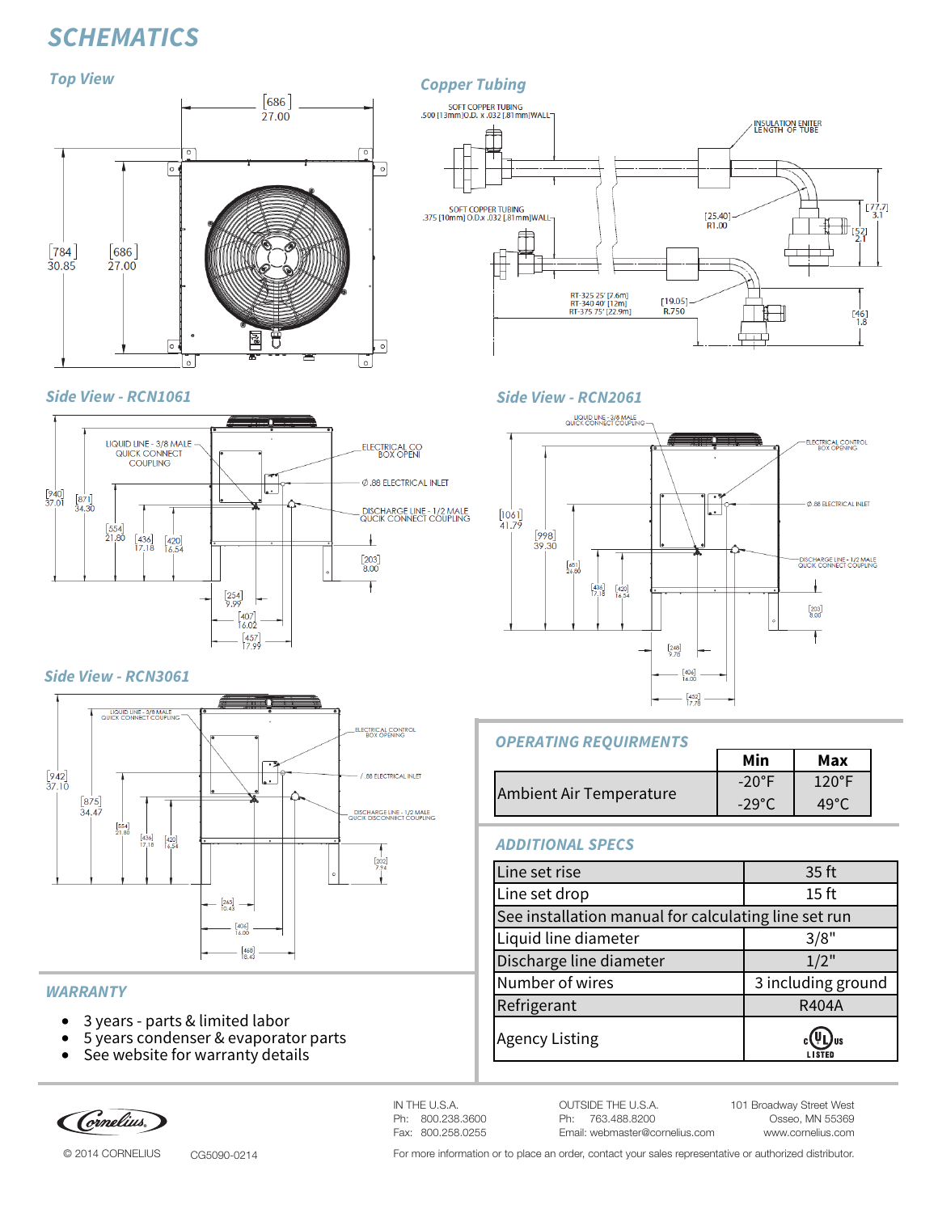# SCHEMATICS

### Top View

[686]
27.00

[784]
30.85

[686]
27.00

### Copper Tubing

SOFT COPPER TUBING
.500 [13mm]O.D. x .032 [.81mm]WALL

INSULATION ENITER LENGTH OF TUBE

SOFT COPPER TUBING
.375 [10mm] O.D.x .032 [.81mm]WALL

[25.40]
R1.00

[77.7]
3.1

[52]
2.1

RT-325 25' [7.6m]
RT-340 40' [12m]
RT-375 75' [22.9m]

[19.05]
R.750

[46]
1.8

### Side View - RCN1061

LIQUID LINE - 3/8 MALE QUICK CONNECT COUPLING

ELECTRICAL CO BOX OPENI

Ø .88 ELECTRICAL INLET

DISCHARGE LINE - 1/2 MALE QUICK CONNECT COUPLING

[940]
37.01

[871]
34.30

[554]
21.80

[436]
17.18

[420]
16.54

[203]
8.00

[254]
9.99

[407]
16.02

[457]
17.99

### Side View - RCN2061

LIQUID LINE - 3/8 MALE QUICK CONNECT COUPLING

ELECTRICAL CONTROL BOX OPENING

Ø .88 ELECTRICAL INLET

DISCHARGE LINE - 1/2 MALE QUICK CONNECT COUPLING

[1061]
41.79

[998]
39.30

[681]
26.80

[436]
17.18

[420]
16.54

[203]
8.00

[248]
9.78

[406]
16.00

[452]
17.78

### Side View - RCN3061

LIQUID LINE - 3/8 MALE QUICK CONNECT COUPLING

ELECTRICAL CONTROL BOX OPENING

/ .88 ELECTRICAL INLET

DISCHARGE LINE - 1/2 MALE QUICK DISCONNECT COUPLING

[942]
37.10

[875]
34.47

[554]
21.80

[436]
17.18

[420]
16.54

[202]
7.94

[265]
10.43

[406]
16.00

[468]
18.43

### WARRANTY

- 3 years - parts & limited labor
- 5 years condenser & evaporator parts
- See website for warranty details

### OPERATING REQUIRMENTS

| | Min | Max |
|---|---|---|
| Ambient Air Temperature | -20°F<br>-29°C | 120°F<br>49°C |

### ADDITIONAL SPECS

| | |
|---|---|
| Line set rise | 35 ft |
| Line set drop | 15 ft |
| See installation manual for calculating line set run | |
| Liquid line diameter | 3/8" |
| Discharge line diameter | 1/2" |
| Number of wires | 3 including ground |
| Refrigerant | R404A |
| Agency Listing | c UL us LISTED |

© 2014 CORNELIUS CG5090-0214

IN THE U.S.A.
Ph: 800.238.3600
Fax: 800.258.0255

OUTSIDE THE U.S.A.
Ph: 763.488.8200
Email: webmaster@cornelius.com

101 Broadway Street West
Osseo, MN 55369
www.cornelius.com

For more information or to place an order, contact your sales representative or authorized distributor.